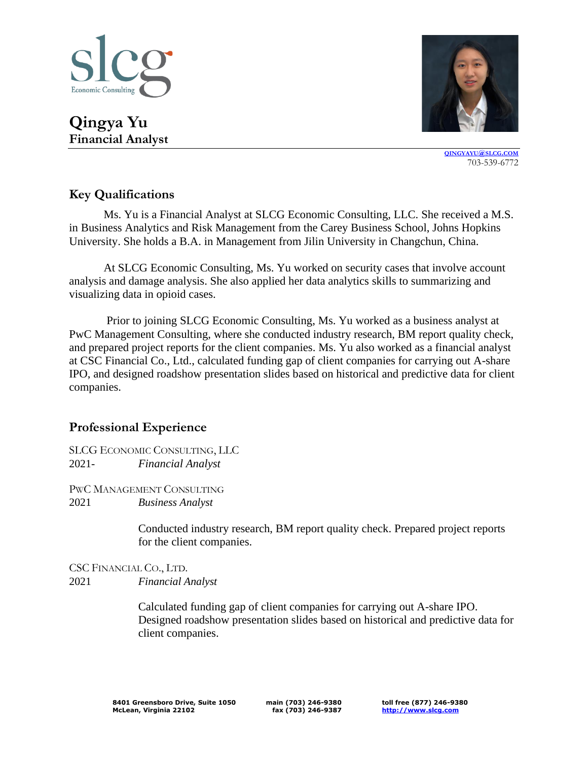slcg
Economic Consulting

# Qingya Yu
**Financial Analyst**

QINGYAYU@SLCG.COM
703-539-6772

## Key Qualifications

Ms. Yu is a Financial Analyst at SLCG Economic Consulting, LLC. She received a M.S. in Business Analytics and Risk Management from the Carey Business School, Johns Hopkins University. She holds a B.A. in Management from Jilin University in Changchun, China.

At SLCG Economic Consulting, Ms. Yu worked on security cases that involve account analysis and damage analysis. She also applied her data analytics skills to summarizing and visualizing data in opioid cases.

Prior to joining SLCG Economic Consulting, Ms. Yu worked as a business analyst at PwC Management Consulting, where she conducted industry research, BM report quality check, and prepared project reports for the client companies. Ms. Yu also worked as a financial analyst at CSC Financial Co., Ltd., calculated funding gap of client companies for carrying out A-share IPO, and designed roadshow presentation slides based on historical and predictive data for client companies.

## Professional Experience

SLCG ECONOMIC CONSULTING, LLC
2021- *Financial Analyst*

PWC MANAGEMENT CONSULTING
2021 *Business Analyst*

Conducted industry research, BM report quality check. Prepared project reports for the client companies.

CSC FINANCIAL CO., LTD.
2021 *Financial Analyst*

Calculated funding gap of client companies for carrying out A-share IPO. Designed roadshow presentation slides based on historical and predictive data for client companies.

8401 Greensboro Drive, Suite 1050
McLean, Virginia 22102

main (703) 246-9380
fax (703) 246-9387

toll free (877) 246-9380
http://www.slcg.com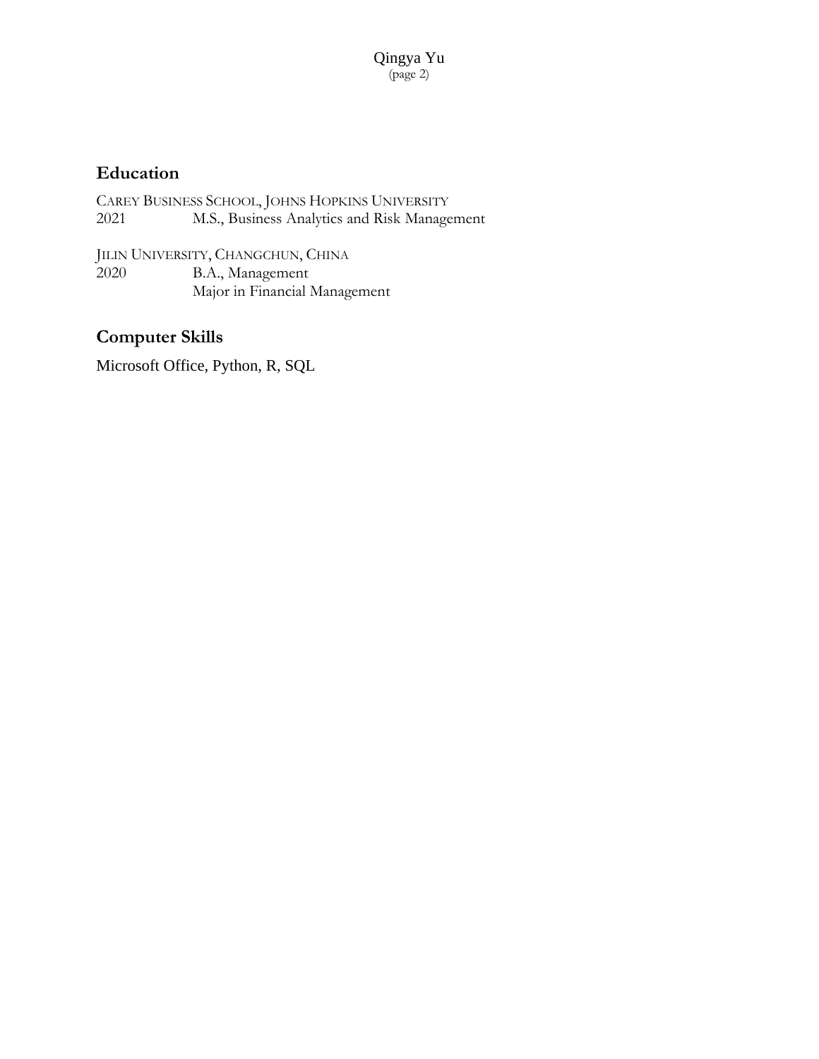## Education

CAREY BUSINESS SCHOOL, JOHNS HOPKINS UNIVERSITY
2021 M.S., Business Analytics and Risk Management

JILIN UNIVERSITY, CHANGCHUN, CHINA
2020 B.A., Management
Major in Financial Management

## Computer Skills

Microsoft Office, Python, R, SQL